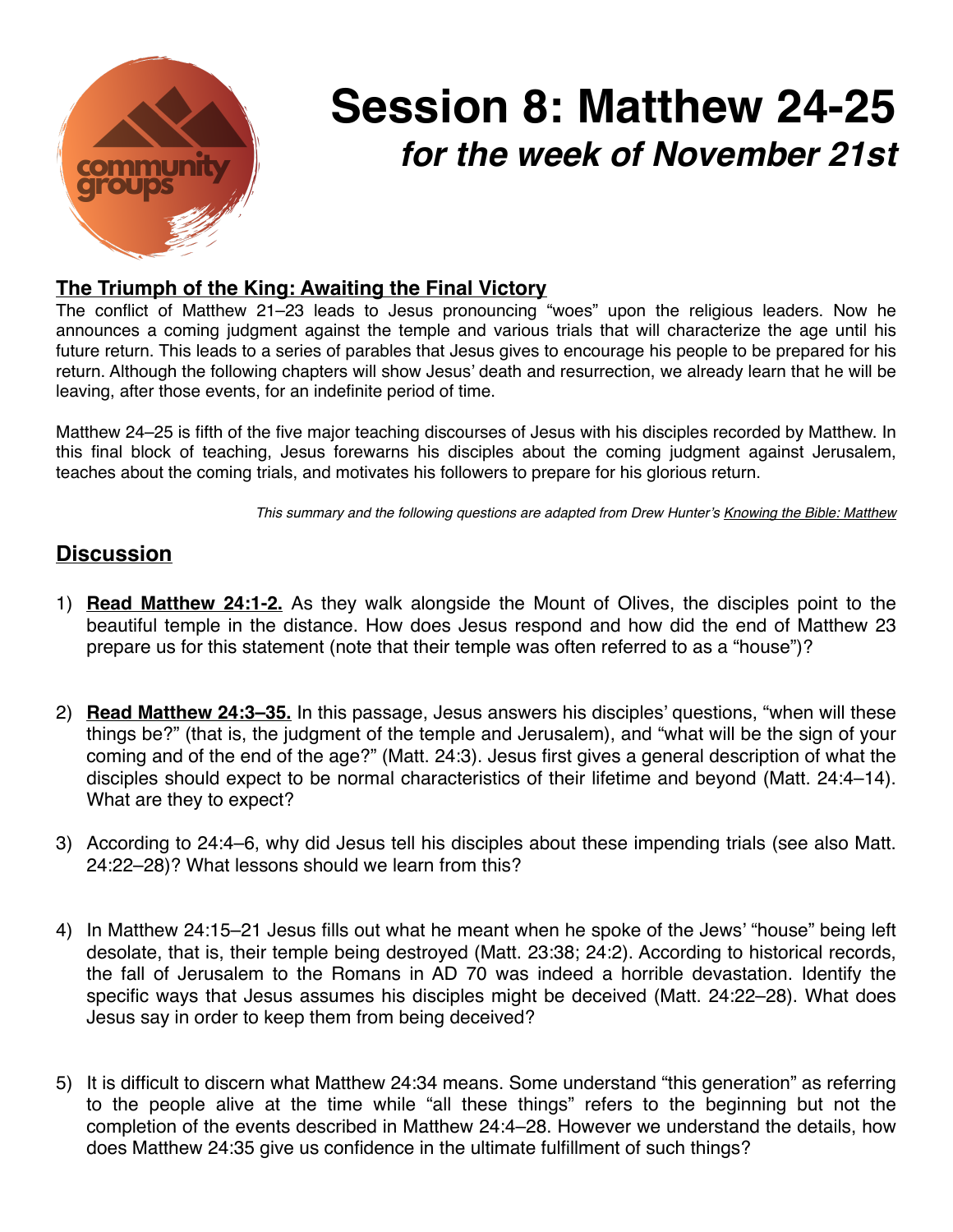# Session 8: Matthew 24-25

## *for the week of November 21st*

**The Triumph of the King: Awaiting the Final Victory**

The conflict of Matthew 21–23 leads to Jesus pronouncing "woes" upon the religious leaders. Now he announces a coming judgment against the temple and various trials that will characterize the age until his future return. This leads to a series of parables that Jesus gives to encourage his people to be prepared for his return. Although the following chapters will show Jesus' death and resurrection, we already learn that he will be leaving, after those events, for an indefinite period of time.

Matthew 24–25 is fifth of the five major teaching discourses of Jesus with his disciples recorded by Matthew. In this final block of teaching, Jesus forewarns his disciples about the coming judgment against Jerusalem, teaches about the coming trials, and motivates his followers to prepare for his glorious return.

*This summary and the following questions are adapted from Drew Hunter's Knowing the Bible: Matthew*

## Discussion

1) **Read Matthew 24:1-2.** As they walk alongside the Mount of Olives, the disciples point to the beautiful temple in the distance. How does Jesus respond and how did the end of Matthew 23 prepare us for this statement (note that their temple was often referred to as a "house")?

2) **Read Matthew 24:3–35.** In this passage, Jesus answers his disciples' questions, "when will these things be?" (that is, the judgment of the temple and Jerusalem), and "what will be the sign of your coming and of the end of the age?" (Matt. 24:3). Jesus first gives a general description of what the disciples should expect to be normal characteristics of their lifetime and beyond (Matt. 24:4–14). What are they to expect?

3) According to 24:4–6, why did Jesus tell his disciples about these impending trials (see also Matt. 24:22–28)? What lessons should we learn from this?

4) In Matthew 24:15–21 Jesus fills out what he meant when he spoke of the Jews' "house" being left desolate, that is, their temple being destroyed (Matt. 23:38; 24:2). According to historical records, the fall of Jerusalem to the Romans in AD 70 was indeed a horrible devastation. Identify the specific ways that Jesus assumes his disciples might be deceived (Matt. 24:22–28). What does Jesus say in order to keep them from being deceived?

5) It is difficult to discern what Matthew 24:34 means. Some understand "this generation" as referring to the people alive at the time while "all these things" refers to the beginning but not the completion of the events described in Matthew 24:4–28. However we understand the details, how does Matthew 24:35 give us confidence in the ultimate fulfillment of such things?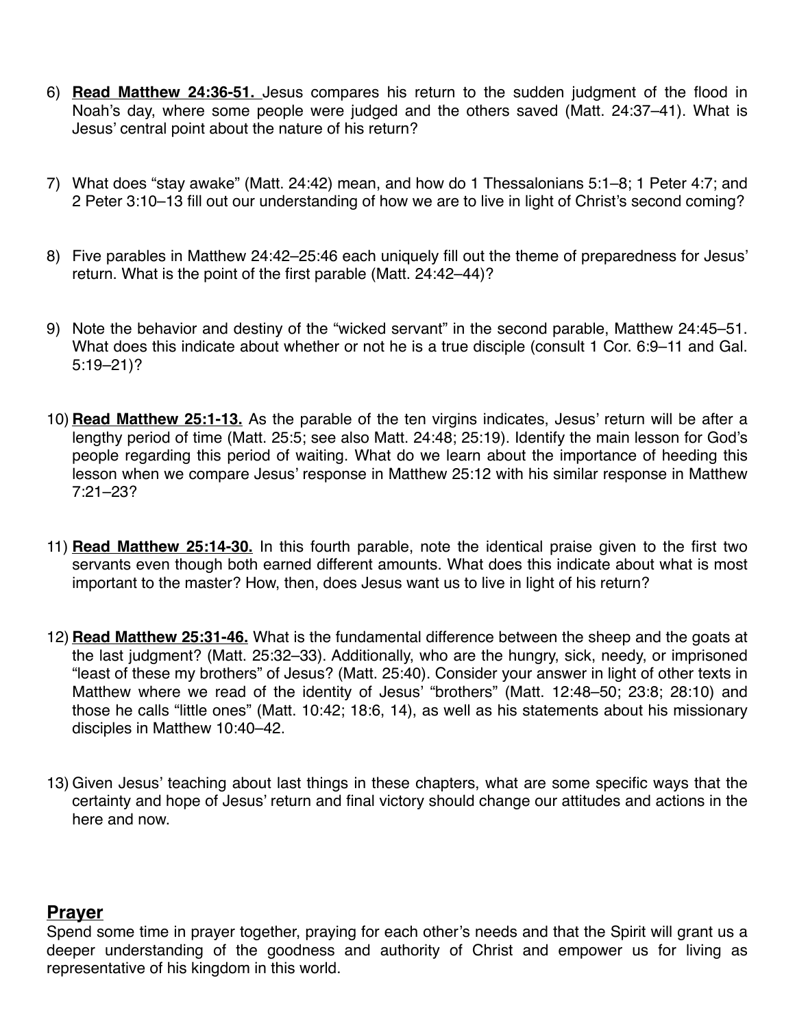6) **<u>Read Matthew 24:36-51.</u>** Jesus compares his return to the sudden judgment of the flood in Noah's day, where some people were judged and the others saved (Matt. 24:37–41). What is Jesus' central point about the nature of his return?

7) What does "stay awake" (Matt. 24:42) mean, and how do 1 Thessalonians 5:1–8; 1 Peter 4:7; and 2 Peter 3:10–13 fill out our understanding of how we are to live in light of Christ's second coming?

8) Five parables in Matthew 24:42–25:46 each uniquely fill out the theme of preparedness for Jesus' return. What is the point of the first parable (Matt. 24:42–44)?

9) Note the behavior and destiny of the "wicked servant" in the second parable, Matthew 24:45–51. What does this indicate about whether or not he is a true disciple (consult 1 Cor. 6:9–11 and Gal. 5:19–21)?

10) **<u>Read Matthew 25:1-13.</u>** As the parable of the ten virgins indicates, Jesus' return will be after a lengthy period of time (Matt. 25:5; see also Matt. 24:48; 25:19). Identify the main lesson for God's people regarding this period of waiting. What do we learn about the importance of heeding this lesson when we compare Jesus' response in Matthew 25:12 with his similar response in Matthew 7:21–23?

11) **<u>Read Matthew 25:14-30.</u>** In this fourth parable, note the identical praise given to the first two servants even though both earned different amounts. What does this indicate about what is most important to the master? How, then, does Jesus want us to live in light of his return?

12) **<u>Read Matthew 25:31-46.</u>** What is the fundamental difference between the sheep and the goats at the last judgment? (Matt. 25:32–33). Additionally, who are the hungry, sick, needy, or imprisoned "least of these my brothers" of Jesus? (Matt. 25:40). Consider your answer in light of other texts in Matthew where we read of the identity of Jesus' "brothers" (Matt. 12:48–50; 23:8; 28:10) and those he calls "little ones" (Matt. 10:42; 18:6, 14), as well as his statements about his missionary disciples in Matthew 10:40–42.

13) Given Jesus' teaching about last things in these chapters, what are some specific ways that the certainty and hope of Jesus' return and final victory should change our attitudes and actions in the here and now.

## <u>Prayer</u>

Spend some time in prayer together, praying for each other's needs and that the Spirit will grant us a deeper understanding of the goodness and authority of Christ and empower us for living as representative of his kingdom in this world.